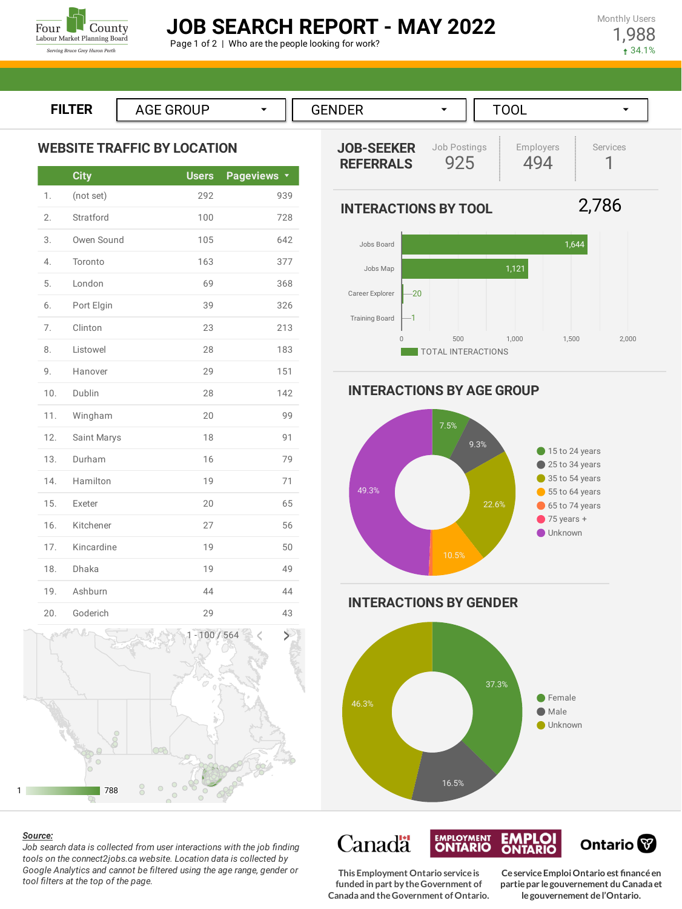Four County Labour Market Planning Board
Serving Bruce Grey Huron Perth

# JOB SEARCH REPORT - MAY 2022

Page 1 of 2 | Who are the people looking for work?

Monthly Users
1,988
↑ 34.1%

FILTER: AGE GROUP | GENDER | TOOL

## WEBSITE TRAFFIC BY LOCATION

| | City | Users | Pageviews |
|---|---|---|---|
| 1. | (not set) | 292 | 939 |
| 2. | Stratford | 100 | 728 |
| 3. | Owen Sound | 105 | 642 |
| 4. | Toronto | 163 | 377 |
| 5. | London | 69 | 368 |
| 6. | Port Elgin | 39 | 326 |
| 7. | Clinton | 23 | 213 |
| 8. | Listowel | 28 | 183 |
| 9. | Hanover | 29 | 151 |
| 10. | Dublin | 28 | 142 |
| 11. | Wingham | 20 | 99 |
| 12. | Saint Marys | 18 | 91 |
| 13. | Durham | 16 | 79 |
| 14. | Hamilton | 19 | 71 |
| 15. | Exeter | 20 | 65 |
| 16. | Kitchener | 27 | 56 |
| 17. | Kincardine | 19 | 50 |
| 18. | Dhaka | 19 | 49 |
| 19. | Ashburn | 44 | 44 |
| 20. | Goderich | 29 | 43 |

1 - 100 / 564

Map scale: 1 – 788

## JOB-SEEKER REFERRALS

| Job Postings | Employers | Services |
|---|---|---|
| 925 | 494 | 1 |

## INTERACTIONS BY TOOL

2,786

| Tool | Total Interactions |
|---|---|
| Jobs Board | 1,644 |
| Jobs Map | 1,121 |
| Career Explorer | 20 |
| Training Board | 1 |

## INTERACTIONS BY AGE GROUP

| Age Group | Share |
|---|---|
| 15 to 24 years | 7.5% |
| 25 to 34 years | 9.3% |
| 35 to 54 years | 22.6% |
| 55 to 64 years | 10.5% |
| 65 to 74 years | |
| 75 years + | |
| Unknown | 49.3% |

## INTERACTIONS BY GENDER

| Gender | Share |
|---|---|
| Female | 37.3% |
| Male | 16.5% |
| Unknown | 46.3% |

***Source:***
*Job search data is collected from user interactions with the job finding tools on the connect2jobs.ca website. Location data is collected by Google Analytics and cannot be filtered using the age range, gender or tool filters at the top of the page.*

Canada | Employment Ontario / Emploi Ontario | Ontario

This Employment Ontario service is funded in part by the Government of Canada and the Government of Ontario.

Ce service Emploi Ontario est financé en partie par le gouvernement du Canada et le gouvernement de l'Ontario.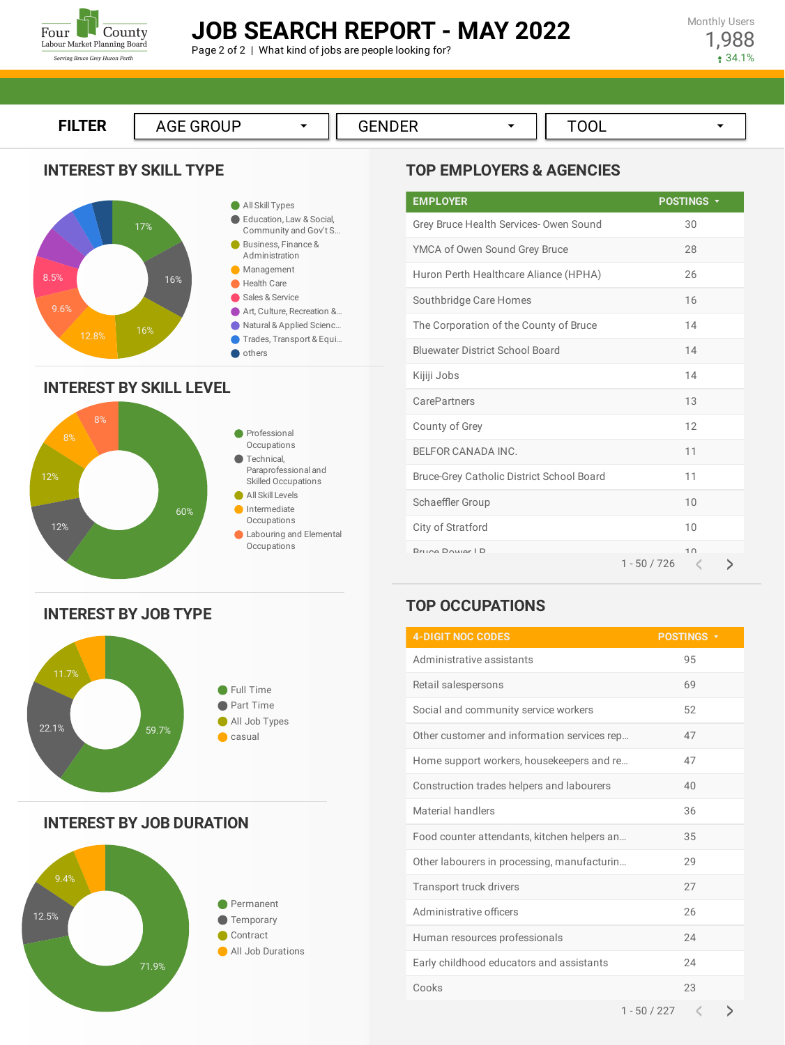Four County Labour Market Planning Board

Serving Bruce Grey Huron Perth

# JOB SEARCH REPORT - MAY 2022

Page 2 of 2 | What kind of jobs are people looking for?

Monthly Users
1,988
↑ 34.1%

FILTER: AGE GROUP | GENDER | TOOL

## INTEREST BY SKILL TYPE

17%
16%
16%
12.8%
9.6%
8.5%

- All Skill Types
- Education, Law & Social, Community and Gov't S...
- Business, Finance & Administration
- Management
- Health Care
- Sales & Service
- Art, Culture, Recreation &...
- Natural & Applied Scienc...
- Trades, Transport & Equi...
- others

## INTEREST BY SKILL LEVEL

60%
12%
12%
8%
8%

- Professional Occupations
- Technical, Paraprofessional and Skilled Occupations
- All Skill Levels
- Intermediate Occupations
- Labouring and Elemental Occupations

## INTEREST BY JOB TYPE

59.7%
22.1%
11.7%

- Full Time
- Part Time
- All Job Types
- casual

## INTEREST BY JOB DURATION

71.9%
12.5%
9.4%

- Permanent
- Temporary
- Contract
- All Job Durations

## TOP EMPLOYERS & AGENCIES

| EMPLOYER | POSTINGS |
| --- | --- |
| Grey Bruce Health Services- Owen Sound | 30 |
| YMCA of Owen Sound Grey Bruce | 28 |
| Huron Perth Healthcare Aliance (HPHA) | 26 |
| Southbridge Care Homes | 16 |
| The Corporation of the County of Bruce | 14 |
| Bluewater District School Board | 14 |
| Kijiji Jobs | 14 |
| CarePartners | 13 |
| County of Grey | 12 |
| BELFOR CANADA INC. | 11 |
| Bruce-Grey Catholic District School Board | 11 |
| Schaeffler Group | 10 |
| City of Stratford | 10 |
| Bruce Power LP | 10 |

1 - 50 / 726

## TOP OCCUPATIONS

| 4-DIGIT NOC CODES | POSTINGS |
| --- | --- |
| Administrative assistants | 95 |
| Retail salespersons | 69 |
| Social and community service workers | 52 |
| Other customer and information services rep... | 47 |
| Home support workers, housekeepers and re... | 47 |
| Construction trades helpers and labourers | 40 |
| Material handlers | 36 |
| Food counter attendants, kitchen helpers an... | 35 |
| Other labourers in processing, manufacturin... | 29 |
| Transport truck drivers | 27 |
| Administrative officers | 26 |
| Human resources professionals | 24 |
| Early childhood educators and assistants | 24 |
| Cooks | 23 |

1 - 50 / 227